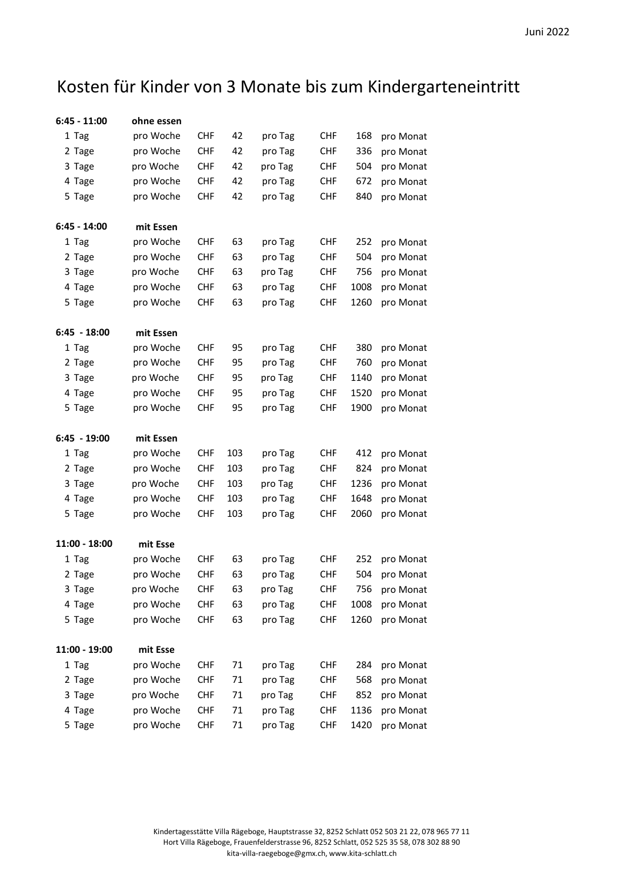Juni 2022

# Kosten für Kinder von 3 Monate bis zum Kindergarteneintritt

| **6:45 - 11:00** | **ohne essen** | | | | | | |
|---|---|---|---|---|---|---|---|
| 1 Tag | pro Woche | CHF | 42 | pro Tag | CHF | 168 | pro Monat |
| 2 Tage | pro Woche | CHF | 42 | pro Tag | CHF | 336 | pro Monat |
| 3 Tage | pro Woche | CHF | 42 | pro Tag | CHF | 504 | pro Monat |
| 4 Tage | pro Woche | CHF | 42 | pro Tag | CHF | 672 | pro Monat |
| 5 Tage | pro Woche | CHF | 42 | pro Tag | CHF | 840 | pro Monat |
| | | | | | | | |
| **6:45 - 14:00** | **mit Essen** | | | | | | |
| 1 Tag | pro Woche | CHF | 63 | pro Tag | CHF | 252 | pro Monat |
| 2 Tage | pro Woche | CHF | 63 | pro Tag | CHF | 504 | pro Monat |
| 3 Tage | pro Woche | CHF | 63 | pro Tag | CHF | 756 | pro Monat |
| 4 Tage | pro Woche | CHF | 63 | pro Tag | CHF | 1008 | pro Monat |
| 5 Tage | pro Woche | CHF | 63 | pro Tag | CHF | 1260 | pro Monat |
| | | | | | | | |
| **6:45 - 18:00** | **mit Essen** | | | | | | |
| 1 Tag | pro Woche | CHF | 95 | pro Tag | CHF | 380 | pro Monat |
| 2 Tage | pro Woche | CHF | 95 | pro Tag | CHF | 760 | pro Monat |
| 3 Tage | pro Woche | CHF | 95 | pro Tag | CHF | 1140 | pro Monat |
| 4 Tage | pro Woche | CHF | 95 | pro Tag | CHF | 1520 | pro Monat |
| 5 Tage | pro Woche | CHF | 95 | pro Tag | CHF | 1900 | pro Monat |
| | | | | | | | |
| **6:45 - 19:00** | **mit Essen** | | | | | | |
| 1 Tag | pro Woche | CHF | 103 | pro Tag | CHF | 412 | pro Monat |
| 2 Tage | pro Woche | CHF | 103 | pro Tag | CHF | 824 | pro Monat |
| 3 Tage | pro Woche | CHF | 103 | pro Tag | CHF | 1236 | pro Monat |
| 4 Tage | pro Woche | CHF | 103 | pro Tag | CHF | 1648 | pro Monat |
| 5 Tage | pro Woche | CHF | 103 | pro Tag | CHF | 2060 | pro Monat |
| | | | | | | | |
| **11:00 - 18:00** | **mit Esse** | | | | | | |
| 1 Tag | pro Woche | CHF | 63 | pro Tag | CHF | 252 | pro Monat |
| 2 Tage | pro Woche | CHF | 63 | pro Tag | CHF | 504 | pro Monat |
| 3 Tage | pro Woche | CHF | 63 | pro Tag | CHF | 756 | pro Monat |
| 4 Tage | pro Woche | CHF | 63 | pro Tag | CHF | 1008 | pro Monat |
| 5 Tage | pro Woche | CHF | 63 | pro Tag | CHF | 1260 | pro Monat |
| | | | | | | | |
| **11:00 - 19:00** | **mit Esse** | | | | | | |
| 1 Tag | pro Woche | CHF | 71 | pro Tag | CHF | 284 | pro Monat |
| 2 Tage | pro Woche | CHF | 71 | pro Tag | CHF | 568 | pro Monat |
| 3 Tage | pro Woche | CHF | 71 | pro Tag | CHF | 852 | pro Monat |
| 4 Tage | pro Woche | CHF | 71 | pro Tag | CHF | 1136 | pro Monat |
| 5 Tage | pro Woche | CHF | 71 | pro Tag | CHF | 1420 | pro Monat |

Kindertagesstätte Villa Rägeboge, Hauptstrasse 32, 8252 Schlatt 052 503 21 22, 078 965 77 11
Hort Villa Rägeboge, Frauenfelderstrasse 96, 8252 Schlatt, 052 525 35 58, 078 302 88 90
kita-villa-raegeboge@gmx.ch, www.kita-schlatt.ch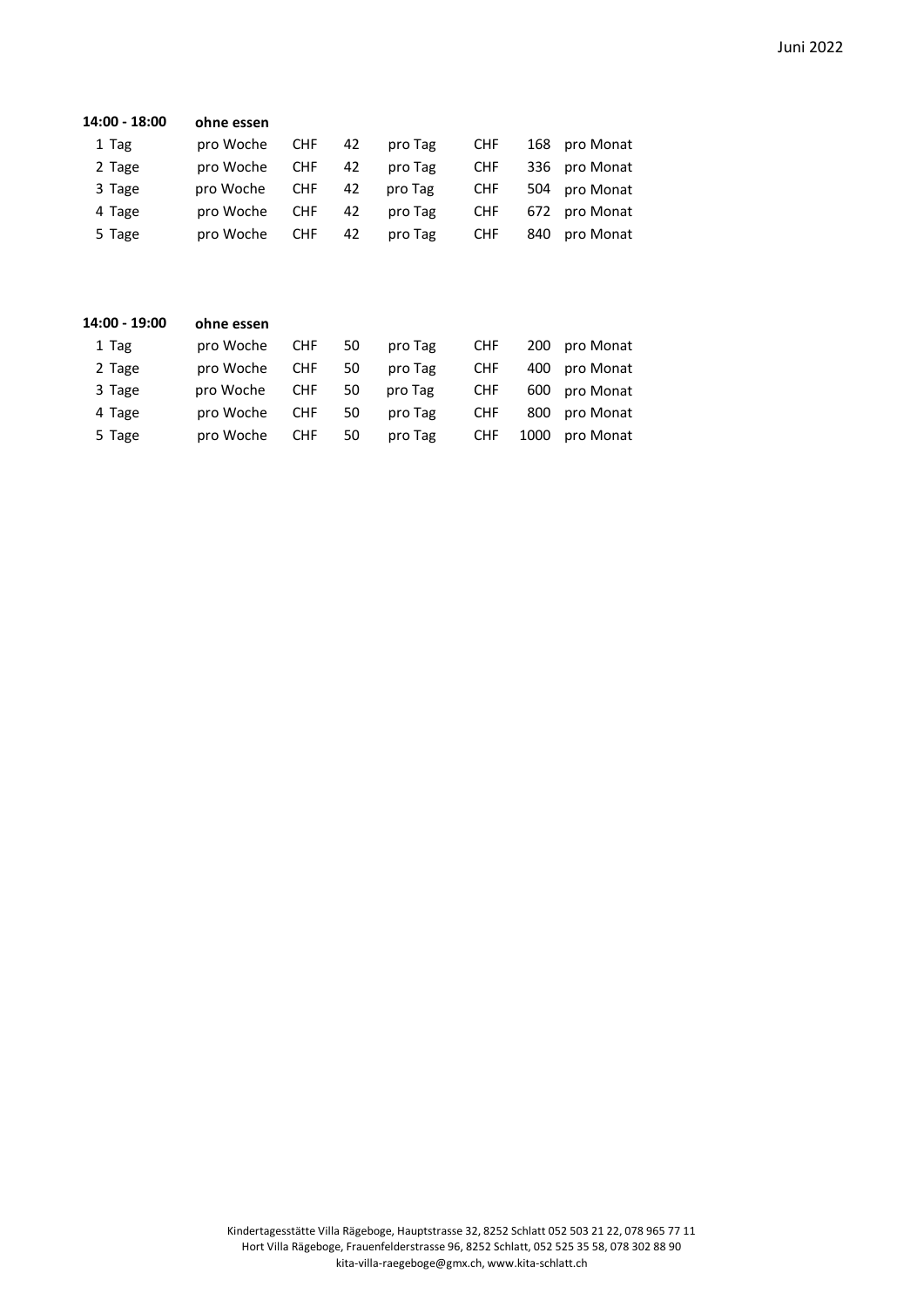| **14:00 - 18:00** | **ohne essen** | | | | | | |
|---|---|---|---|---|---|---|---|
| 1 Tag | pro Woche | CHF | 42 | pro Tag | CHF | 168 | pro Monat |
| 2 Tage | pro Woche | CHF | 42 | pro Tag | CHF | 336 | pro Monat |
| 3 Tage | pro Woche | CHF | 42 | pro Tag | CHF | 504 | pro Monat |
| 4 Tage | pro Woche | CHF | 42 | pro Tag | CHF | 672 | pro Monat |
| 5 Tage | pro Woche | CHF | 42 | pro Tag | CHF | 840 | pro Monat |

| **14:00 - 19:00** | **ohne essen** | | | | | | |
|---|---|---|---|---|---|---|---|
| 1 Tag | pro Woche | CHF | 50 | pro Tag | CHF | 200 | pro Monat |
| 2 Tage | pro Woche | CHF | 50 | pro Tag | CHF | 400 | pro Monat |
| 3 Tage | pro Woche | CHF | 50 | pro Tag | CHF | 600 | pro Monat |
| 4 Tage | pro Woche | CHF | 50 | pro Tag | CHF | 800 | pro Monat |
| 5 Tage | pro Woche | CHF | 50 | pro Tag | CHF | 1000 | pro Monat |

Kindertagesstätte Villa Rägeboge, Hauptstrasse 32, 8252 Schlatt 052 503 21 22, 078 965 77 11
Hort Villa Rägeboge, Frauenfelderstrasse 96, 8252 Schlatt, 052 525 35 58, 078 302 88 90
kita-villa-raegeboge@gmx.ch, www.kita-schlatt.ch